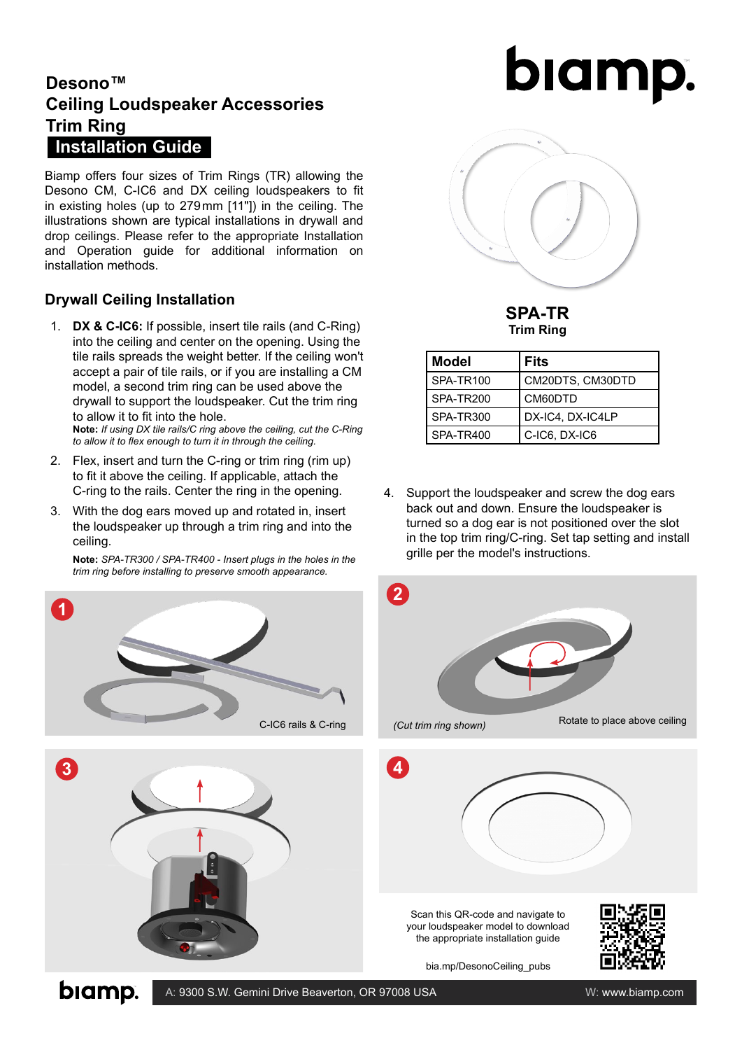# Desono™ Ceiling Loudspeaker Accessories Trim Ring

## Installation Guide

Biamp offers four sizes of Trim Rings (TR) allowing the Desono CM, C-IC6 and DX ceiling loudspeakers to fit in existing holes (up to 279 mm [11"]) in the ceiling. The illustrations shown are typical installations in drywall and drop ceilings. Please refer to the appropriate Installation and Operation guide for additional information on installation methods.

**SPA-TR**
**Trim Ring**

| Model | Fits |
|---|---|
| SPA-TR100 | CM20DTS, CM30DTD |
| SPA-TR200 | CM60DTD |
| SPA-TR300 | DX-IC4, DX-IC4LP |
| SPA-TR400 | C-IC6, DX-IC6 |

## Drywall Ceiling Installation

1. **DX & C-IC6:** If possible, insert tile rails (and C-Ring) into the ceiling and center on the opening. Using the tile rails spreads the weight better. If the ceiling won't accept a pair of tile rails, or if you are installing a CM model, a second trim ring can be used above the drywall to support the loudspeaker. Cut the trim ring to allow it to fit into the hole.
   **Note:** *If using DX tile rails/C ring above the ceiling, cut the C-Ring to allow it to flex enough to turn it in through the ceiling.*
2. Flex, insert and turn the C-ring or trim ring (rim up) to fit it above the ceiling. If applicable, attach the C-ring to the rails. Center the ring in the opening.
3. With the dog ears moved up and rotated in, insert the loudspeaker up through a trim ring and into the ceiling.
   **Note:** *SPA-TR300 / SPA-TR400 - Insert plugs in the holes in the trim ring before installing to preserve smooth appearance.*
4. Support the loudspeaker and screw the dog ears back out and down. Ensure the loudspeaker is turned so a dog ear is not positioned over the slot in the top trim ring/C-ring. Set tap setting and install grille per the model's instructions.

1 — C-IC6 rails & C-ring

2 — (Cut trim ring shown) — Rotate to place above ceiling

3

4

Scan this QR-code and navigate to your loudspeaker model to download the appropriate installation guide

bia.mp/DesonoCeiling_pubs

A: 9300 S.W. Gemini Drive Beaverton, OR 97008 USA W: www.biamp.com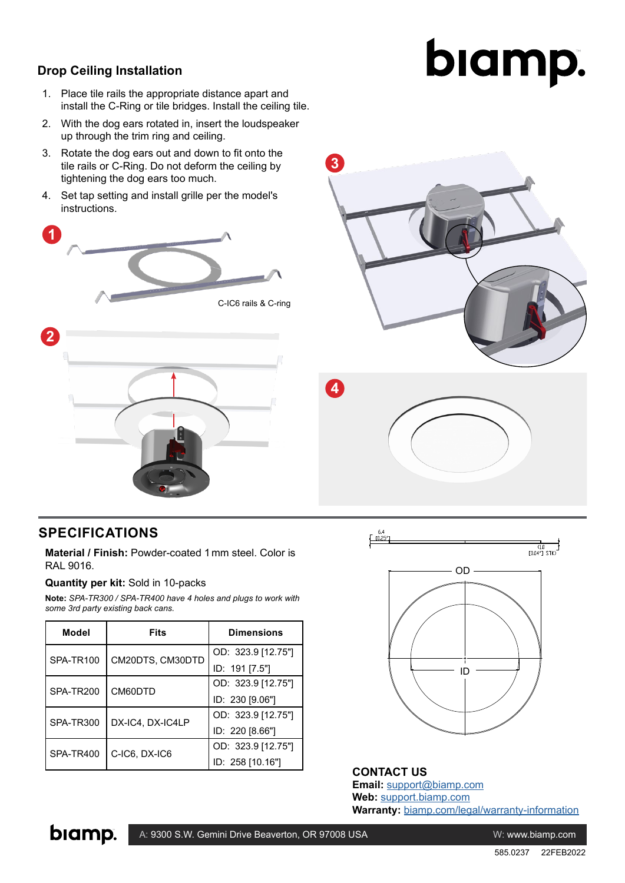## Drop Ceiling Installation

1. Place tile rails the appropriate distance apart and install the C-Ring or tile bridges. Install the ceiling tile.
2. With the dog ears rotated in, insert the loudspeaker up through the trim ring and ceiling.
3. Rotate the dog ears out and down to fit onto the tile rails or C-Ring. Do not deform the ceiling by tightening the dog ears too much.
4. Set tap setting and install grille per the model's instructions.

1

C-IC6 rails & C-ring

2

3

4

## SPECIFICATIONS

**Material / Finish:** Powder-coated 1 mm steel. Color is RAL 9016.

**Quantity per kit:** Sold in 10-packs

**Note:** *SPA-TR300 / SPA-TR400 have 4 holes and plugs to work with some 3rd party existing back cans.*

| Model | Fits | Dimensions |
|---|---|---|
| SPA-TR100 | CM20DTS, CM30DTD | OD: 323.9 [12.75"]<br>ID: 191 [7.5"] |
| SPA-TR200 | CM60DTD | OD: 323.9 [12.75"]<br>ID: 230 [9.06"] |
| SPA-TR300 | DX-IC4, DX-IC4LP | OD: 323.9 [12.75"]<br>ID: 220 [8.66"] |
| SPA-TR400 | C-IC6, DX-IC6 | OD: 323.9 [12.75"]<br>ID: 258 [10.16"] |

6.4
[0.25"]

(1.0
[0.04"] STK)

OD

ID

### CONTACT US

**Email:** support@biamp.com
**Web:** support.biamp.com
**Warranty:** biamp.com/legal/warranty-information

A: 9300 S.W. Gemini Drive Beaverton, OR 97008 USA    W: www.biamp.com

585.0237    22FEB2022